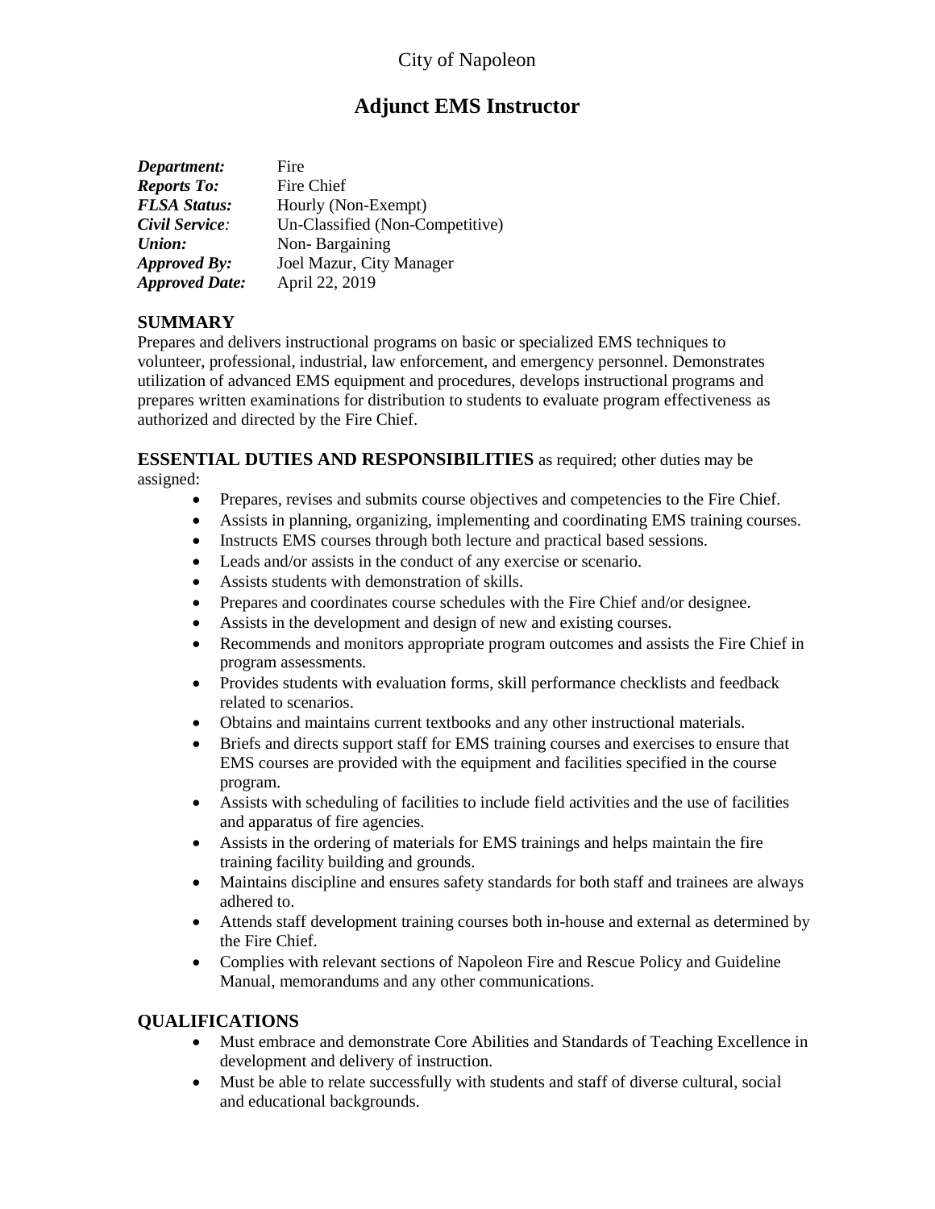City of Napoleon

# Adjunct EMS Instructor

***Department:*** Fire
***Reports To:*** Fire Chief
***FLSA Status:*** Hourly (Non-Exempt)
***Civil Service:*** Un-Classified (Non-Competitive)
***Union:*** Non- Bargaining
***Approved By:*** Joel Mazur, City Manager
***Approved Date:*** April 22, 2019

## SUMMARY

Prepares and delivers instructional programs on basic or specialized EMS techniques to volunteer, professional, industrial, law enforcement, and emergency personnel. Demonstrates utilization of advanced EMS equipment and procedures, develops instructional programs and prepares written examinations for distribution to students to evaluate program effectiveness as authorized and directed by the Fire Chief.

**ESSENTIAL DUTIES AND RESPONSIBILITIES** as required; other duties may be assigned:

- Prepares, revises and submits course objectives and competencies to the Fire Chief.
- Assists in planning, organizing, implementing and coordinating EMS training courses.
- Instructs EMS courses through both lecture and practical based sessions.
- Leads and/or assists in the conduct of any exercise or scenario.
- Assists students with demonstration of skills.
- Prepares and coordinates course schedules with the Fire Chief and/or designee.
- Assists in the development and design of new and existing courses.
- Recommends and monitors appropriate program outcomes and assists the Fire Chief in program assessments.
- Provides students with evaluation forms, skill performance checklists and feedback related to scenarios.
- Obtains and maintains current textbooks and any other instructional materials.
- Briefs and directs support staff for EMS training courses and exercises to ensure that EMS courses are provided with the equipment and facilities specified in the course program.
- Assists with scheduling of facilities to include field activities and the use of facilities and apparatus of fire agencies.
- Assists in the ordering of materials for EMS trainings and helps maintain the fire training facility building and grounds.
- Maintains discipline and ensures safety standards for both staff and trainees are always adhered to.
- Attends staff development training courses both in-house and external as determined by the Fire Chief.
- Complies with relevant sections of Napoleon Fire and Rescue Policy and Guideline Manual, memorandums and any other communications.

## QUALIFICATIONS

- Must embrace and demonstrate Core Abilities and Standards of Teaching Excellence in development and delivery of instruction.
- Must be able to relate successfully with students and staff of diverse cultural, social and educational backgrounds.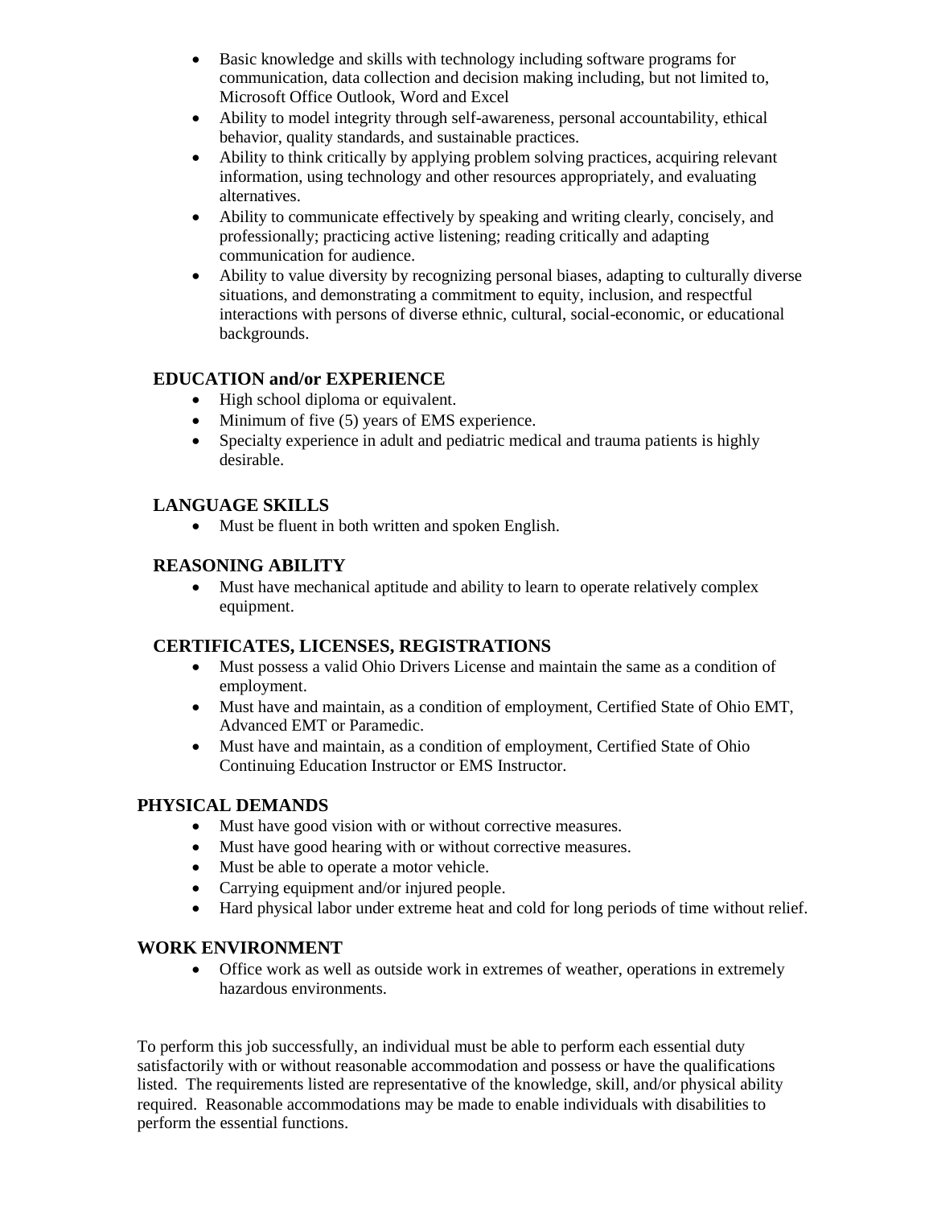- Basic knowledge and skills with technology including software programs for communication, data collection and decision making including, but not limited to, Microsoft Office Outlook, Word and Excel
- Ability to model integrity through self-awareness, personal accountability, ethical behavior, quality standards, and sustainable practices.
- Ability to think critically by applying problem solving practices, acquiring relevant information, using technology and other resources appropriately, and evaluating alternatives.
- Ability to communicate effectively by speaking and writing clearly, concisely, and professionally; practicing active listening; reading critically and adapting communication for audience.
- Ability to value diversity by recognizing personal biases, adapting to culturally diverse situations, and demonstrating a commitment to equity, inclusion, and respectful interactions with persons of diverse ethnic, cultural, social-economic, or educational backgrounds.

### EDUCATION and/or EXPERIENCE

- High school diploma or equivalent.
- Minimum of five (5) years of EMS experience.
- Specialty experience in adult and pediatric medical and trauma patients is highly desirable.

### LANGUAGE SKILLS

- Must be fluent in both written and spoken English.

### REASONING ABILITY

- Must have mechanical aptitude and ability to learn to operate relatively complex equipment.

### CERTIFICATES, LICENSES, REGISTRATIONS

- Must possess a valid Ohio Drivers License and maintain the same as a condition of employment.
- Must have and maintain, as a condition of employment, Certified State of Ohio EMT, Advanced EMT or Paramedic.
- Must have and maintain, as a condition of employment, Certified State of Ohio Continuing Education Instructor or EMS Instructor.

## PHYSICAL DEMANDS

- Must have good vision with or without corrective measures.
- Must have good hearing with or without corrective measures.
- Must be able to operate a motor vehicle.
- Carrying equipment and/or injured people.
- Hard physical labor under extreme heat and cold for long periods of time without relief.

## WORK ENVIRONMENT

- Office work as well as outside work in extremes of weather, operations in extremely hazardous environments.

To perform this job successfully, an individual must be able to perform each essential duty satisfactorily with or without reasonable accommodation and possess or have the qualifications listed. The requirements listed are representative of the knowledge, skill, and/or physical ability required. Reasonable accommodations may be made to enable individuals with disabilities to perform the essential functions.